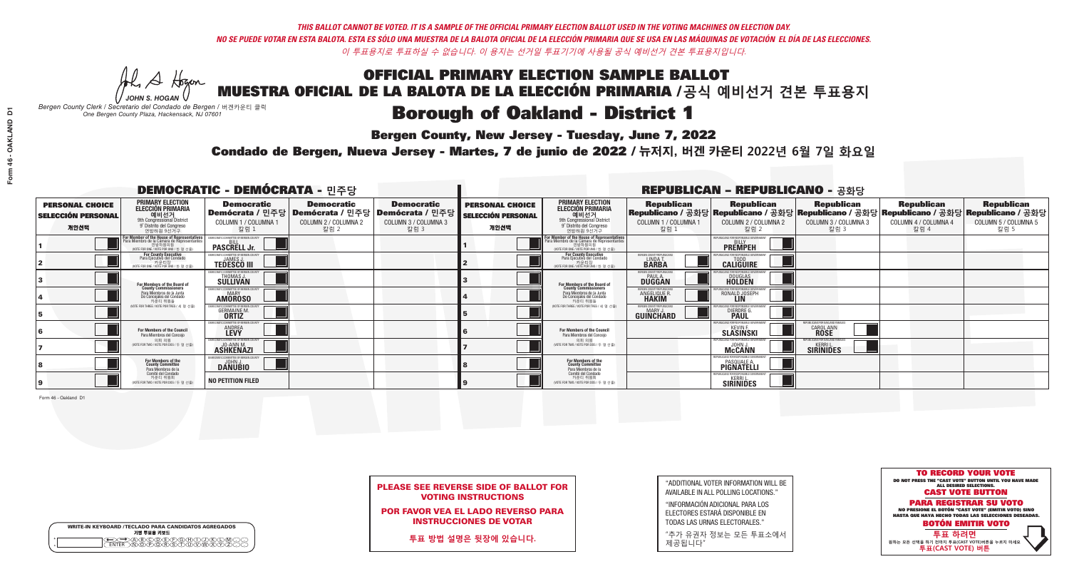*THIS BALLOT CANNOT BE VOTED. IT IS A SAMPLE OF THE OFFICIAL PRIMARY ELECTION BALLOT USED IN THE VOTING MACHINES ON ELECTION DAY.*
*NO SE PUEDE VOTAR EN ESTA BALOTA. ESTA ES SÓLO UNA MUESTRA DE LA BALOTA OFICIAL DE LA ELECCIÓN PRIMARIA QUE SE USA EN LAS MÁQUINAS DE VOTACIÓN EL DÍA DE LAS ELECCIONES.*
*이 투표용지로 투표하실 수 없습니다. 이 용지는 선거일 투표기기에 사용될 공식 예비선거 견본 투표용지입니다.*

JOHN S. HOGAN
*Bergen County Clerk / Secretario del Condado de Bergen / 버겐카운티 클럭*
*One Bergen County Plaza, Hackensack, NJ 07601*

# OFFICIAL PRIMARY ELECTION SAMPLE BALLOT
# MUESTRA OFICIAL DE LA BALOTA DE LA ELECCIÓN PRIMARIA /공식 예비선거 견본 투표용지
# Borough of Oakland - District 1

**Bergen County, New Jersey - Tuesday, June 7, 2022**

**Condado de Bergen, Nueva Jersey - Martes, 7 de junio de 2022 / 뉴저지, 버겐 카운티 2022년 6월 7일 화요일**

## DEMOCRATIC - DEMÓCRATA - 민주당

| PERSONAL CHOICE / SELECCIÓN PERSONAL / 개인선택 | PRIMARY ELECTION / ELECCIÓN PRIMARIA / 예비선거 / 9th Congressional District / 9° Distrito del Congreso / 연방하원 9선거구 | Democratic / Demócrata / 민주당 COLUMN 1 / COLUMNA 1 / 칼럼 1 | Democratic / Demócrata / 민주당 COLUMN 2 / COLUMNA 2 / 칼럼 2 | Democratic / Demócrata / 민주당 COLUMN 3 / COLUMNA 3 / 칼럼 3 |
|---|---|---|---|---|
| 1 | For Member of the House of Representatives / Para Miembro de la Cámara de Representantes / 연방하원의원 (VOTE FOR ONE / VOTE POR UNO / 한 명 선출) | BILL PASCRELL Jr. | | |
| 2 | For County Executive / Para Ejecutivo del Condado / 카운티장 (VOTE FOR ONE / VOTE POR UNO / 한 명 선출) | JAMES J. TEDESCO III | | |
| 3 | For Members of the Board of County Commissioners / Para Miembros de la Junta De Concejales del Condado / 카운티 위원들 (VOTE FOR THREE / VOTE POR TRES / 세 명 선출) | THOMAS J. SULLIVAN | | |
| 4 | | MARY AMOROSO | | |
| 5 | | GERMAINE M. ORTIZ | | |
| 6 | For Members of the Council / Para Miembros del Concejo / 의회 의원 (VOTE FOR TWO / VOTE POR DOS / 두 명 선출) | ANDREA LEVY | | |
| 7 | | JO-ANN M. ASHKENAZI | | |
| 8 | For Members of the County Committee / Para Miembros de la Comité del Condado / 카운티 위원회 (VOTE FOR TWO / VOTE POR DOS / 두 명 선출) | JOHN J. DANUBIO | | |
| 9 | | NO PETITION FILED | | |

## REPUBLICAN - REPUBLICANO - 공화당

| PERSONAL CHOICE / SELECCIÓN PERSONAL / 개인선택 | PRIMARY ELECTION / ELECCIÓN PRIMARIA / 예비선거 / 9th Congressional District / 9° Distrito del Congreso / 연방하원 9선거구 | Republican / Republicano / 공화당 COLUMN 1 / COLUMNA 1 / 칼럼 1 | Republican / Republicano / 공화당 COLUMN 2 / COLUMNA 2 / 칼럼 2 | Republican / Republicano / 공화당 COLUMN 3 / COLUMNA 3 / 칼럼 3 | Republican / Republicano / 공화당 COLUMN 4 / COLUMNA 4 / 칼럼 4 | Republican / Republicano / 공화당 COLUMN 5 / COLUMNA 5 / 칼럼 5 |
|---|---|---|---|---|---|---|
| 1 | For Member of the House of Representatives / Para Miembro de la Cámara de Representantes / 연방하원의원 (VOTE FOR ONE / VOTE POR UNO / 한 명 선출) | | BILLY PREMPEH | | | |
| 2 | For County Executive / Para Ejecutivo del Condado / 카운티장 (VOTE FOR ONE / VOTE POR UNO / 한 명 선출) | LINDA T. BARBA | TODD CALIGUIRE | | | |
| 3 | For Members of the Board of County Commissioners / Para Miembros de la Junta De Concejales del Condado / 카운티 위원들 (VOTE FOR THREE / VOTE POR TRES / 세 명 선출) | PAUL A. DUGGAN | DOUGLAS HOLDEN | | | |
| 4 | | ANGELIQUE R. HAKIM | RONALD JOSEPH LIN | | | |
| 5 | | MARY J. GUINCHARD | DIERDRE G. PAUL | | | |
| 6 | For Members of the Council / Para Miembros del Concejo / 의회 의원 (VOTE FOR TWO / VOTE POR DOS / 두 명 선출) | | KEVIN F. SLASINSKI | CAROL ANN ROSE | | |
| 7 | | | JOHN J. McCANN | KERRI L. SIRINIDES | | |
| 8 | For Members of the County Committee / Para Miembros de la Comité del Condado / 카운티 위원회 (VOTE FOR TWO / VOTE POR DOS / 두 명 선출) | | PASQUALE A. PIGNATELLI | | | |
| 9 | | | KERRI L. SIRINIDES | | | |

Form 46 - Oakland D1

WRITE-IN KEYBOARD /TECLADO PARA CANDIDATOS AGREGADOS / 기명 투표용 키보드

**PLEASE SEE REVERSE SIDE OF BALLOT FOR VOTING INSTRUCTIONS**

**POR FAVOR VEA EL LADO REVERSO PARA INSTRUCCIONES DE VOTAR**

**투표 방법 설명은 뒷장에 있습니다.**

"ADDITIONAL VOTER INFORMATION WILL BE AVAILABLE IN ALL POLLING LOCATIONS."

"INFORMACIÓN ADICIONAL PARA LOS ELECTORES ESTARÁ DISPONIBLE EN TODAS LAS URNAS ELECTORALES."

"추가 유권자 정보는 모든 투표소에서 제공됩니다"

**TO RECORD YOUR VOTE**
DO NOT PRESS THE "CAST VOTE" BUTTON UNTIL YOU HAVE MADE ALL DESIRED SELECTIONS.
**CAST VOTE BUTTON**
**PARA REGISTRAR SU VOTO**
NO PRESIONE EL BOTÓN "CAST VOTE" (EMITIR VOTO) SINO HASTA QUE HAYA HECHO TODAS LAS SELECCIONES DESEADAS.
**BOTÓN EMITIR VOTO**
**투표 하려면**
원하는 모든 선택을 하기 전까지 투표(CAST VOTE)버튼을 누르지 마세요
**투표(CAST VOTE) 버튼**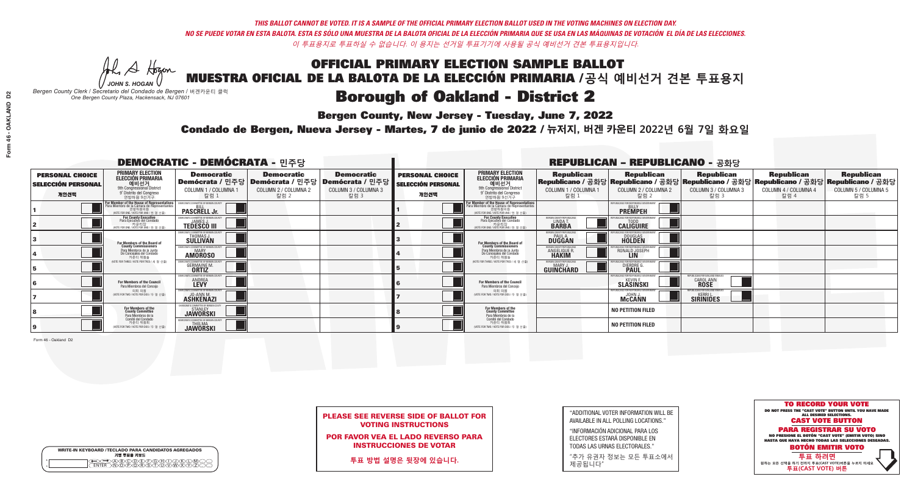*THIS BALLOT CANNOT BE VOTED. IT IS A SAMPLE OF THE OFFICIAL PRIMARY ELECTION BALLOT USED IN THE VOTING MACHINES ON ELECTION DAY.*

*NO SE PUEDE VOTAR EN ESTA BALOTA. ESTA ES SÓLO UNA MUESTRA DE LA BALOTA OFICIAL DE LA ELECCIÓN PRIMARIA QUE SE USA EN LAS MÁQUINAS DE VOTACIÓN EL DÍA DE LAS ELECCIONES.*

*이 투표용지로 투표하실 수 없습니다. 이 용지는 선거일 투표기기에 사용될 공식 예비선거 견본 투표용지입니다.*

JOHN S. HOGAN
*Bergen County Clerk / Secretario del Condado de Bergen / 버겐카운티 클럭*
*One Bergen County Plaza, Hackensack, NJ 07601*

# OFFICIAL PRIMARY ELECTION SAMPLE BALLOT
# MUESTRA OFICIAL DE LA BALOTA DE LA ELECCIÓN PRIMARIA / 공식 예비선거 견본 투표용지

## Borough of Oakland - District 2

**Bergen County, New Jersey - Tuesday, June 7, 2022**

**Condado de Bergen, Nueva Jersey - Martes, 7 de junio de 2022 / 뉴저지, 버겐 카운티 2022년 6월 7일 화요일**

### DEMOCRATIC - DEMÓCRATA - 민주당

| PERSONAL CHOICE / SELECCIÓN PERSONAL / 개인선택 | PRIMARY ELECTION / ELECCIÓN PRIMARIA / 예비선거 (9th Congressional District / 9° Distrito del Congreso / 연방하원 9선거구) | Democratic / Demócrata / 민주당 COLUMN 1 / COLUMNA 1 / 칼럼 1 | Democratic / Demócrata / 민주당 COLUMN 2 / COLUMNA 2 / 칼럼 2 | Democratic / Demócrata / 민주당 COLUMN 3 / COLUMNA 3 / 칼럼 3 |
|---|---|---|---|---|
| 1 | For Member of the House of Representatives / Para Miembro de la Cámara de Representantes / 연방하원의원 (VOTE FOR ONE / VOTE POR UNO / 한 명 선출) | BILL PASCRELL Jr. | | |
| 2 | For County Executive / Para Ejecutivo del Condado / 카운티장 (VOTE FOR ONE / VOTE POR UNO / 한 명 선출) | JAMES J. TEDESCO III | | |
| 3 | For Members of the Board of County Commissioners / Para Miembros de la Junta De Concejales del Condado / 카운티 위원들 (VOTE FOR THREE / VOTE POR TRES / 세 명 선출) | THOMAS J. SULLIVAN | | |
| 4 | | MARY AMOROSO | | |
| 5 | | GERMAINE M. ORTIZ | | |
| 6 | For Members of the Council / Para Miembros del Concejo / 의회 의원 (VOTE FOR TWO / VOTE POR DOS / 두 명 선출) | ANDREA LEVY | | |
| 7 | | JO-ANN M. ASHKENAZI | | |
| 8 | For Members of the County Committee / Para Miembros de la Comité del Condado / 카운티 위원회 (VOTE FOR TWO / VOTE POR DOS / 두 명 선출) | STANLEY JAWORSKI | | |
| 9 | | THELMA JAWORSKI | | |

### REPUBLICAN - REPUBLICANO - 공화당

| PERSONAL CHOICE / SELECCIÓN PERSONAL / 개인선택 | PRIMARY ELECTION / ELECCIÓN PRIMARIA / 예비선거 (9th Congressional District / 9° Distrito del Congreso / 연방하원 9선거구) | Republican / Republicano / 공화당 COLUMN 1 / COLUMNA 1 / 칼럼 1 | Republican / Republicano / 공화당 COLUMN 2 / COLUMNA 2 / 칼럼 2 | Republican / Republicano / 공화당 COLUMN 3 / COLUMNA 3 / 칼럼 3 | Republican / Republicano / 공화당 COLUMN 4 / COLUMNA 4 / 칼럼 4 | Republican / Republicano / 공화당 COLUMN 5 / COLUMNA 5 / 칼럼 5 |
|---|---|---|---|---|---|---|
| 1 | For Member of the House of Representatives / Para Miembro de la Cámara de Representantes / 연방하원의원 (VOTE FOR ONE / VOTE POR UNO / 한 명 선출) | | BILLY PREMPEH | | | |
| 2 | For County Executive / Para Ejecutivo del Condado / 카운티장 (VOTE FOR ONE / VOTE POR UNO / 한 명 선출) | LINDA T. BARBA | TODD CALIGUIRE | | | |
| 3 | For Members of the Board of County Commissioners / Para Miembros de la Junta De Concejales del Condado / 카운티 위원들 (VOTE FOR THREE / VOTE POR TRES / 세 명 선출) | PAUL A. DUGGAN | DOUGLAS HOLDEN | | | |
| 4 | | ANGELIQUE R. HAKIM | RONALD JOSEPH LIN | | | |
| 5 | | MARY J. GUINCHARD | DIERDRE G. PAUL | | | |
| 6 | For Members of the Council / Para Miembros del Concejo / 의회 의원 (VOTE FOR TWO / VOTE POR DOS / 두 명 선출) | | KEVIN F. SLASINSKI | CAROL ANN ROSE | | |
| 7 | | | JOHN J. McCANN | KERRI L. SIRINIDES | | |
| 8 | For Members of the County Committee / Para Miembros de la Comité del Condado / 카운티 위원회 (VOTE FOR TWO / VOTE POR DOS / 두 명 선출) | | NO PETITION FILED | | | |
| 9 | | | NO PETITION FILED | | | |

Form 46 - Oakland D2

**PLEASE SEE REVERSE SIDE OF BALLOT FOR VOTING INSTRUCTIONS**

**POR FAVOR VEA EL LADO REVERSO PARA INSTRUCCIONES DE VOTAR**

**투표 방법 설명은 뒷장에 있습니다.**

"ADDITIONAL VOTER INFORMATION WILL BE AVAILABLE IN ALL POLLING LOCATIONS."

"INFORMACIÓN ADICIONAL PARA LOS ELECTORES ESTARÁ DISPONIBLE EN TODAS LAS URNAS ELECTORALES."

"추가 유권자 정보는 모든 투표소에서 제공됩니다"

WRITE-IN KEYBOARD /TECLADO PARA CANDIDATOS AGREGADOS / 기명 투표용 키보드

**TO RECORD YOUR VOTE**
DO NOT PRESS THE "CAST VOTE" BUTTON UNTIL YOU HAVE MADE ALL DESIRED SELECTIONS.
**CAST VOTE BUTTON**

**PARA REGISTRAR SU VOTO**
NO PRESIONE EL BOTÓN "CAST VOTE" (EMITIR VOTO) SINO HASTA QUE HAYA HECHO TODAS LAS SELECCIONES DESEADAS.
**BOTÓN EMITIR VOTO**

**투표 하려면**
원하는 모든 선택을 하기 전까지 투표(CAST VOTE)버튼을 누르지 마세요.
**투표(CAST VOTE) 버튼**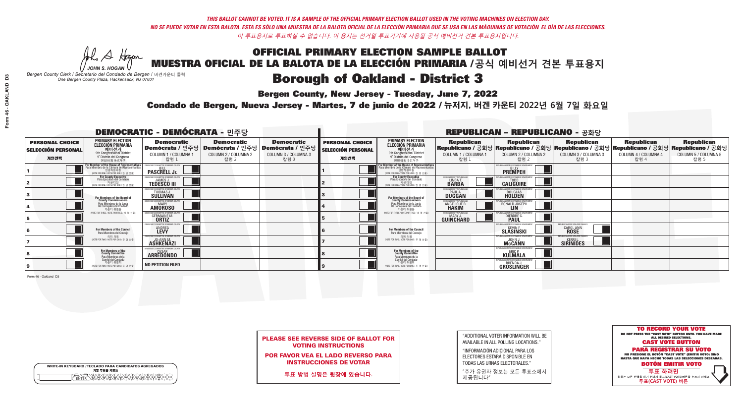*THIS BALLOT CANNOT BE VOTED. IT IS A SAMPLE OF THE OFFICIAL PRIMARY ELECTION BALLOT USED IN THE VOTING MACHINES ON ELECTION DAY.*
*NO SE PUEDE VOTAR EN ESTA BALOTA. ESTA ES SÓLO UNA MUESTRA DE LA BALOTA OFICIAL DE LA ELECCIÓN PRIMARIA QUE SE USA EN LAS MÁQUINAS DE VOTACIÓN EL DÍA DE LAS ELECCIONES.*
*이 투표용지로 투표하실 수 없습니다. 이 용지는 선거일 투표기기에 사용될 공식 예비선거 견본 투표용지입니다.*

JOHN S. HOGAN
Bergen County Clerk / Secretario del Condado de Bergen / 버겐카운티 클럭
One Bergen County Plaza, Hackensack, NJ 07601

# OFFICIAL PRIMARY ELECTION SAMPLE BALLOT
# MUESTRA OFICIAL DE LA BALOTA DE LA ELECCIÓN PRIMARIA /공식 예비선거 견본 투표용지

## Borough of Oakland - District 3

**Bergen County, New Jersey - Tuesday, June 7, 2022**

**Condado de Bergen, Nueva Jersey - Martes, 7 de junio de 2022 / 뉴저지, 버겐 카운티 2022년 6월 7일 화요일**

### DEMOCRATIC - DEMÓCRATA - 민주당

| PERSONAL CHOICE / SELECCIÓN PERSONAL / 개인선택 | PRIMARY ELECTION / ELECCIÓN PRIMARIA / 예비선거 / 9th Congressional District / 9° Distrito del Congreso / 연방하원 9선거구 | Democratic / Demócrata / 민주당 COLUMN 1 / COLUMNA 1 / 칼럼 1 | Democratic / Demócrata / 민주당 COLUMN 2 / COLUMNA 2 / 칼럼 2 | Democratic / Demócrata / 민주당 COLUMN 3 / COLUMNA 3 / 칼럼 3 |
|---|---|---|---|---|
| 1 | For Member of the House of Representatives / Para Miembro de la Cámara de Representantes / 연방하원의원 (VOTE FOR ONE / VOTE POR UNO / 한 명 선출) | BILL PASCRELL Jr. | | |
| 2 | For County Executive / Para Ejecutivo del Condado / 카운티장 (VOTE FOR ONE / VOTE POR UNO / 한 명 선출) | JAMES J. TEDESCO III | | |
| 3 | For Members of the Board of County Commissioners / Para Miembros de la Junta De Concejales del Condado / 카운티 위원들 (VOTE FOR THREE / VOTE POR TRES / 세 명 선출) | THOMAS J. SULLIVAN | | |
| 4 | | MARY AMOROSO | | |
| 5 | | GERMAINE M. ORTIZ | | |
| 6 | For Members of the Council / Para Miembros del Concejo / 의회 의원 (VOTE FOR TWO / VOTE POR DOS / 두 명 선출) | ANDREA LEVY | | |
| 7 | | JO-ANN M. ASHKENAZI | | |
| 8 | For Members of the County Committee / Para Miembros de la Comité del Condado / 카운티 위원회 (VOTE FOR TWO / VOTE POR DOS / 두 명 선출) | CESAR ARREDONDO | | |
| 9 | | NO PETITION FILED | | |

### REPUBLICAN - REPUBLICANO - 공화당

| PERSONAL CHOICE / SELECCIÓN PERSONAL / 개인선택 | PRIMARY ELECTION / ELECCIÓN PRIMARIA / 예비선거 / 9th Congressional District / 9° Distrito del Congreso / 연방하원 9선거구 | Republican / Republicano / 공화당 COLUMN 1 / COLUMNA 1 / 칼럼 1 | Republican / Republicano / 공화당 COLUMN 2 / COLUMNA 2 / 칼럼 2 | Republican / Republicano / 공화당 COLUMN 3 / COLUMNA 3 / 칼럼 3 | Republican / Republicano / 공화당 COLUMN 4 / COLUMNA 4 / 칼럼 4 | Republican / Republicano / 공화당 COLUMN 5 / COLUMNA 5 / 칼럼 5 |
|---|---|---|---|---|---|---|
| 1 | For Member of the House of Representatives / Para Miembro de la Cámara de Representantes / 연방하원의원 (VOTE FOR ONE / VOTE POR UNO / 한 명 선출) | | BILLY PREMPEH | | | |
| 2 | For County Executive / Para Ejecutivo del Condado / 카운티장 (VOTE FOR ONE / VOTE POR UNO / 한 명 선출) | LINDA T. BARBA | TODD CALIGUIRE | | | |
| 3 | For Members of the Board of County Commissioners / Para Miembros de la Junta De Concejales del Condado / 카운티 위원들 (VOTE FOR THREE / VOTE POR TRES / 세 명 선출) | PAUL A. DUGGAN | DOUGLAS HOLDEN | | | |
| 4 | | ANGELIQUE R. HAKIM | RONALD JOSEPH LIN | | | |
| 5 | | MARY J. GUINCHARD | DIERDRE G. PAUL | | | |
| 6 | For Members of the Council / Para Miembros del Concejo / 의회 의원 (VOTE FOR TWO / VOTE POR DOS / 두 명 선출) | | KEVIN F. SLASINSKI | CAROL ANN ROSE | | |
| 7 | | | JOHN J. McCANN | KERRI L. SIRINIDES | | |
| 8 | For Members of the County Committee / Para Miembros de la Comité del Condado / 카운티 위원회 (VOTE FOR TWO / VOTE POR DOS / 두 명 선출) | | ERIC P. KULMALA | | | |
| 9 | | | BRENDA J. GROSLINGER | | | |

Form 46 - Oakland D3

WRITE-IN KEYBOARD /TECLADO PARA CANDIDATOS AGREGADOS
기명 투표용 키보드

**PLEASE SEE REVERSE SIDE OF BALLOT FOR VOTING INSTRUCTIONS**

**POR FAVOR VEA EL LADO REVERSO PARA INSTRUCCIONES DE VOTAR**

**투표 방법 설명은 뒷장에 있습니다.**

"ADDITIONAL VOTER INFORMATION WILL BE AVAILABLE IN ALL POLLING LOCATIONS."

"INFORMACIÓN ADICIONAL PARA LOS ELECTORES ESTARÁ DISPONIBLE EN TODAS LAS URNAS ELECTORALES."

"추가 유권자 정보는 모든 투표소에서 제공됩니다"

**TO RECORD YOUR VOTE**
DO NOT PRESS THE "CAST VOTE" BUTTON UNTIL YOU HAVE MADE ALL DESIRED SELECTIONS.
**CAST VOTE BUTTON**

**PARA REGISTRAR SU VOTO**
NO PRESIONE EL BOTÓN "CAST VOTE" (EMITIR VOTO) SINO HASTA QUE HAYA HECHO TODAS LAS SELECCIONES DESEADAS.
**BOTÓN EMITIR VOTO**

**투표 하려면**
원하는 모든 선택을 하기 전까지 투표(CAST VOTE)버튼을 누르지 마세요
**투표(CAST VOTE) 버튼**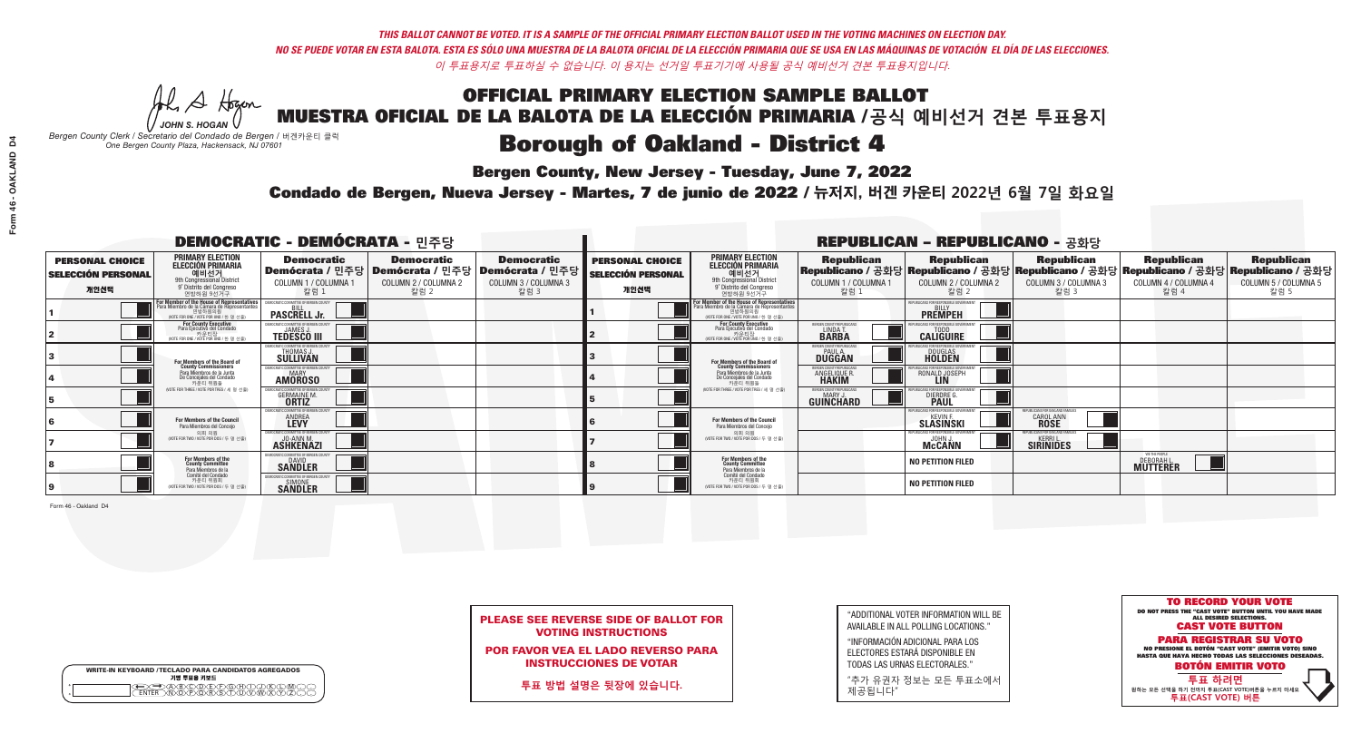*THIS BALLOT CANNOT BE VOTED. IT IS A SAMPLE OF THE OFFICIAL PRIMARY ELECTION BALLOT USED IN THE VOTING MACHINES ON ELECTION DAY.*

*NO SE PUEDE VOTAR EN ESTA BALOTA. ESTA ES SÓLO UNA MUESTRA DE LA BALOTA OFICIAL DE LA ELECCIÓN PRIMARIA QUE SE USA EN LAS MÁQUINAS DE VOTACIÓN EL DÍA DE LAS ELECCIONES.*

*이 투표용지로 투표하실 수 없습니다. 이 용지는 선거일 투표기기에 사용될 공식 예비선거 견본 투표용지입니다.*

JOHN S. HOGAN

*Bergen County Clerk / Secretario del Condado de Bergen / 버겐카운티 클럭*
*One Bergen County Plaza, Hackensack, NJ 07601*

# OFFICIAL PRIMARY ELECTION SAMPLE BALLOT
# MUESTRA OFICIAL DE LA BALOTA DE LA ELECCIÓN PRIMARIA /공식 예비선거 견본 투표용지

## Borough of Oakland - District 4

**Bergen County, New Jersey - Tuesday, June 7, 2022**

**Condado de Bergen, Nueva Jersey - Martes, 7 de junio de 2022 / 뉴저지, 버겐 카운티 2022년 6월 7일 화요일**

### DEMOCRATIC - DEMÓCRATA - 민주당

| PERSONAL CHOICE / SELECCIÓN PERSONAL / 개인선택 | PRIMARY ELECTION / ELECCIÓN PRIMARIA / 예비선거 (9th Congressional District / 9° Distrito del Congreso / 연방하원 9선거구) | Democratic / Demócrata / 민주당 COLUMN 1 / COLUMNA 1 / 칼럼 1 | Democratic / Demócrata / 민주당 COLUMN 2 / COLUMNA 2 / 칼럼 2 | Democratic / Demócrata / 민주당 COLUMN 3 / COLUMNA 3 / 칼럼 3 |
|---|---|---|---|---|
| 1 | For Member of the House of Representatives / Para Miembro de la Cámara de Representantes / 연방하원의원 (VOTE FOR ONE / VOTE POR UNO / 한 명 선출) | BILL PASCRELL Jr. | | |
| 2 | For County Executive / Para Ejecutivo del Condado / 카운티장 (VOTE FOR ONE / VOTE POR UNO / 한 명 선출) | JAMES J. TEDESCO III | | |
| 3 | For Members of the Board of County Commissioners / Para Miembros de la Junta De Concejales del Condado / 카운티 위원들 (VOTE FOR THREE / VOTE POR TRES / 세 명 선출) | THOMAS J. SULLIVAN | | |
| 4 | | MARY AMOROSO | | |
| 5 | | GERMAINE M. ORTIZ | | |
| 6 | For Members of the Council / Para Miembros del Concejo / 의회 의원 (VOTE FOR TWO / VOTE POR DOS / 두 명 선출) | ANDREA LEVY | | |
| 7 | | JO-ANN M. ASHKENAZI | | |
| 8 | For Members of the County Committee / Para Miembros de la Comité del Condado / 카운티 위원회 (VOTE FOR TWO / VOTE POR DOS / 두 명 선출) | DAVID SANDLER | | |
| 9 | | SIMONE SANDLER | | |

### REPUBLICAN - REPUBLICANO - 공화당

| PERSONAL CHOICE / SELECCIÓN PERSONAL / 개인선택 | PRIMARY ELECTION / ELECCIÓN PRIMARIA / 예비선거 (9th Congressional District / 9° Distrito del Congreso / 연방하원 9선거구) | Republican / Republicano / 공화당 COLUMN 1 / COLUMNA 1 / 칼럼 1 | Republican / Republicano / 공화당 COLUMN 2 / COLUMNA 2 / 칼럼 2 | Republican / Republicano / 공화당 COLUMN 3 / COLUMNA 3 / 칼럼 3 | Republican / Republicano / 공화당 COLUMN 4 / COLUMNA 4 / 칼럼 4 | Republican / Republicano / 공화당 COLUMN 5 / COLUMNA 5 / 칼럼 5 |
|---|---|---|---|---|---|---|
| 1 | For Member of the House of Representatives / Para Miembro de la Cámara de Representantes / 연방하원의원 (VOTE FOR ONE / VOTE POR UNO / 한 명 선출) | | BILLY PREMPEH | | | |
| 2 | For County Executive / Para Ejecutivo del Condado / 카운티장 (VOTE FOR ONE / VOTE POR UNO / 한 명 선출) | LINDA T. BARBA | TODD CALIGUIRE | | | |
| 3 | For Members of the Board of County Commissioners / Para Miembros de la Junta De Concejales del Condado / 카운티 위원들 (VOTE FOR THREE / VOTE POR TRES / 세 명 선출) | PAUL A. DUGGAN | DOUGLAS HOLDEN | | | |
| 4 | | ANGELIQUE R. HAKIM | RONALD JOSEPH LIN | | | |
| 5 | | MARY J. GUINCHARD | DIERDRE G. PAUL | | | |
| 6 | For Members of the Council / Para Miembros del Concejo / 의회 의원 (VOTE FOR TWO / VOTE POR DOS / 두 명 선출) | | KEVIN F. SLASINSKI | CAROL ANN ROSE | | |
| 7 | | | JOHN J. McCANN | KERRI L. SIRINIDES | | |
| 8 | For Members of the County Committee / Para Miembros de la Comité del Condado / 카운티 위원회 (VOTE FOR TWO / VOTE POR DOS / 두 명 선출) | | NO PETITION FILED | | DEBORAH L. MUTTERER | |
| 9 | | | NO PETITION FILED | | | |

Form 46 - Oakland D4

**PLEASE SEE REVERSE SIDE OF BALLOT FOR VOTING INSTRUCTIONS**

**POR FAVOR VEA EL LADO REVERSO PARA INSTRUCCIONES DE VOTAR**

**투표 방법 설명은 뒷장에 있습니다.**

"ADDITIONAL VOTER INFORMATION WILL BE AVAILABLE IN ALL POLLING LOCATIONS."

"INFORMACIÓN ADICIONAL PARA LOS ELECTORES ESTARÁ DISPONIBLE EN TODAS LAS URNAS ELECTORALES."

"추가 유권자 정보는 모든 투표소에서 제공됩니다"

WRITE-IN KEYBOARD /TECLADO PARA CANDIDATOS AGREGADOS / 기명 투표용 키보드

**TO RECORD YOUR VOTE**
DO NOT PRESS THE "CAST VOTE" BUTTON UNTIL YOU HAVE MADE ALL DESIRED SELECTIONS.
**CAST VOTE BUTTON**

**PARA REGISTRAR SU VOTO**
NO PRESIONE EL BOTÓN "CAST VOTE" (EMITIR VOTO) SINO HASTA QUE HAYA HECHO TODAS LAS SELECCIONES DESEADAS.
**BOTÓN EMITIR VOTO**

**투표 하려면**
원하는 모든 선택을 하기 전까지 투표(CAST VOTE)버튼을 누르지 마세요.
**투표(CAST VOTE) 버튼**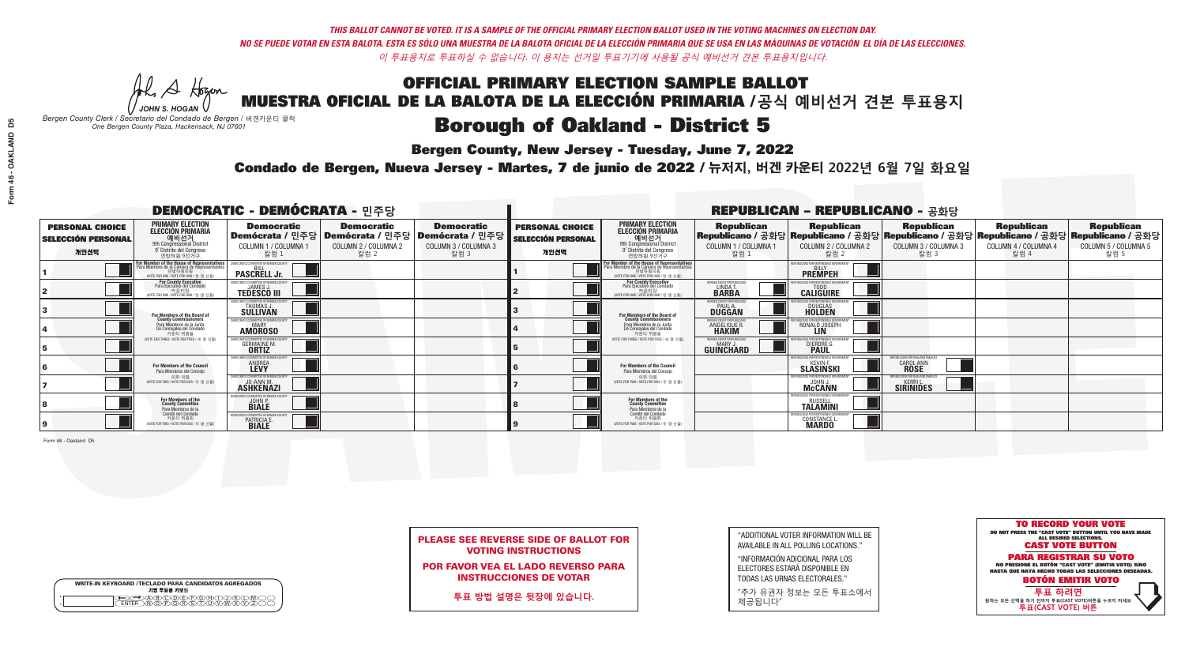*THIS BALLOT CANNOT BE VOTED. IT IS A SAMPLE OF THE OFFICIAL PRIMARY ELECTION BALLOT USED IN THE VOTING MACHINES ON ELECTION DAY.*
*NO SE PUEDE VOTAR EN ESTA BALOTA. ESTA ES SÓLO UNA MUESTRA DE LA BALOTA OFICIAL DE LA ELECCIÓN PRIMARIA QUE SE USA EN LAS MÁQUINAS DE VOTACIÓN EL DÍA DE LAS ELECCIONES.*
*이 투표용지로 투표하실 수 없습니다. 이 용지는 선거일 투표기기에 사용될 공식 예비선거 견본 투표용지입니다.*

JOHN S. HOGAN
*Bergen County Clerk / Secretario del Condado de Bergen / 버겐카운티 클럭*
*One Bergen County Plaza, Hackensack, NJ 07601*

# OFFICIAL PRIMARY ELECTION SAMPLE BALLOT
# MUESTRA OFICIAL DE LA BALOTA DE LA ELECCIÓN PRIMARIA /공식 예비선거 견본 투표용지

## Borough of Oakland - District 5

**Bergen County, New Jersey - Tuesday, June 7, 2022**

**Condado de Bergen, Nueva Jersey - Martes, 7 de junio de 2022 / 뉴저지, 버겐 카운티 2022년 6월 7일 화요일**

### DEMOCRATIC - DEMÓCRATA - 민주당

| PERSONAL CHOICE / SELECCIÓN PERSONAL / 개인선택 | PRIMARY ELECTION / ELECCIÓN PRIMARIA / 예비선거 / 9th Congressional District / 9° Distrito del Congreso / 연방하원 9선거구 | Democratic / Demócrata / 민주당 COLUMN 1 / COLUMNA 1 / 칼럼 1 | Democratic / Demócrata / 민주당 COLUMN 2 / COLUMNA 2 / 칼럼 2 | Democratic / Demócrata / 민주당 COLUMN 3 / COLUMNA 3 / 칼럼 3 |
|---|---|---|---|---|
| 1 | For Member of the House of Representatives / Para Miembro de la Cámara de Representantes / 연방하원의원 (VOTE FOR ONE / VOTE POR UNO / 한 명 선출) | BILL PASCRELL Jr. | | |
| 2 | For County Executive / Para Ejecutivo del Condado / 카운티장 (VOTE FOR ONE / VOTE POR UNO / 한 명 선출) | JAMES J. TEDESCO III | | |
| 3 | For Members of the Board of County Commissioners / Para Miembros de la Junta De Concejales del Condado / 카운티 위원들 (VOTE FOR THREE / VOTE POR TRES / 세 명 선출) | THOMAS J. SULLIVAN | | |
| 4 | | MARY AMOROSO | | |
| 5 | | GERMAINE M. ORTIZ | | |
| 6 | For Members of the Council / Para Miembros del Concejo / 의회 의원 (VOTE FOR TWO / VOTE POR DOS / 두 명 선출) | ANDREA LEVY | | |
| 7 | | JO-ANN M. ASHKENAZI | | |
| 8 | For Members of the County Committee / Para Miembros de la Comité del Condado / 카운티 위원회 (VOTE FOR TWO / VOTE POR DOS / 두 명 선출) | JOHN P. BIALE | | |
| 9 | | PATRICIA E. BIALE | | |

### REPUBLICAN - REPUBLICANO - 공화당

| PERSONAL CHOICE / SELECCIÓN PERSONAL / 개인선택 | PRIMARY ELECTION / ELECCIÓN PRIMARIA / 예비선거 / 9th Congressional District / 9° Distrito del Congreso / 연방하원 9선거구 | Republican / Republicano / 공화당 COLUMN 1 / COLUMNA 1 / 칼럼 1 | Republican / Republicano / 공화당 COLUMN 2 / COLUMNA 2 / 칼럼 2 | Republican / Republicano / 공화당 COLUMN 3 / COLUMNA 3 / 칼럼 3 | Republican / Republicano / 공화당 COLUMN 4 / COLUMNA 4 / 칼럼 4 | Republican / Republicano / 공화당 COLUMN 5 / COLUMNA 5 / 칼럼 5 |
|---|---|---|---|---|---|---|
| 1 | For Member of the House of Representatives / Para Miembro de la Cámara de Representantes / 연방하원의원 (VOTE FOR ONE / VOTE POR UNO / 한 명 선출) | | BILLY PREMPEH | | | |
| 2 | For County Executive / Para Ejecutivo del Condado / 카운티장 (VOTE FOR ONE / VOTE POR UNO / 한 명 선출) | LINDA T. BARBA | TODD CALIGUIRE | | | |
| 3 | For Members of the Board of County Commissioners / Para Miembros de la Junta De Concejales del Condado / 카운티 위원들 (VOTE FOR THREE / VOTE POR TRES / 세 명 선출) | PAUL A. DUGGAN | DOUGLAS HOLDEN | | | |
| 4 | | ANGELIQUE R. HAKIM | RONALD JOSEPH LIN | | | |
| 5 | | MARY J. GUINCHARD | DIERDRE G. PAUL | | | |
| 6 | For Members of the Council / Para Miembros del Concejo / 의회 의원 (VOTE FOR TWO / VOTE POR DOS / 두 명 선출) | | KEVIN F. SLASINSKI | CAROL ANN ROSE | | |
| 7 | | | JOHN J. McCANN | KERRI L. SIRINIDES | | |
| 8 | For Members of the County Committee / Para Miembros de la Comité del Condado / 카운티 위원회 (VOTE FOR TWO / VOTE POR DOS / 두 명 선출) | | RUSSELL TALAMINI | | | |
| 9 | | | CONSTANCE L. MARDO | | | |

Form 46 - Oakland D5

**PLEASE SEE REVERSE SIDE OF BALLOT FOR VOTING INSTRUCTIONS**

**POR FAVOR VEA EL LADO REVERSO PARA INSTRUCCIONES DE VOTAR**

**투표 방법 설명은 뒷장에 있습니다.**

"ADDITIONAL VOTER INFORMATION WILL BE AVAILABLE IN ALL POLLING LOCATIONS."

"INFORMACIÓN ADICIONAL PARA LOS ELECTORES ESTARÁ DISPONIBLE EN TODAS LAS URNAS ELECTORALES."

"추가 유권자 정보는 모든 투표소에서 제공됩니다"

WRITE-IN KEYBOARD /TECLADO PARA CANDIDATOS AGREGADOS
기명 투표용 키보드

**TO RECORD YOUR VOTE**
DO NOT PRESS THE "CAST VOTE" BUTTON UNTIL YOU HAVE MADE ALL DESIRED SELECTIONS.
**CAST VOTE BUTTON**

**PARA REGISTRAR SU VOTO**
NO PRESIONE EL BOTÓN "CAST VOTE" (EMITIR VOTO) SINO HASTA QUE HAYA HECHO TODAS LAS SELECCIONES DESEADAS.
**BOTÓN EMITIR VOTO**

**투표 하려면**
원하는 모든 선택을 하기 전까지 투표(CAST VOTE)버튼을 누르지 마세요.
**투표(CAST VOTE) 버튼**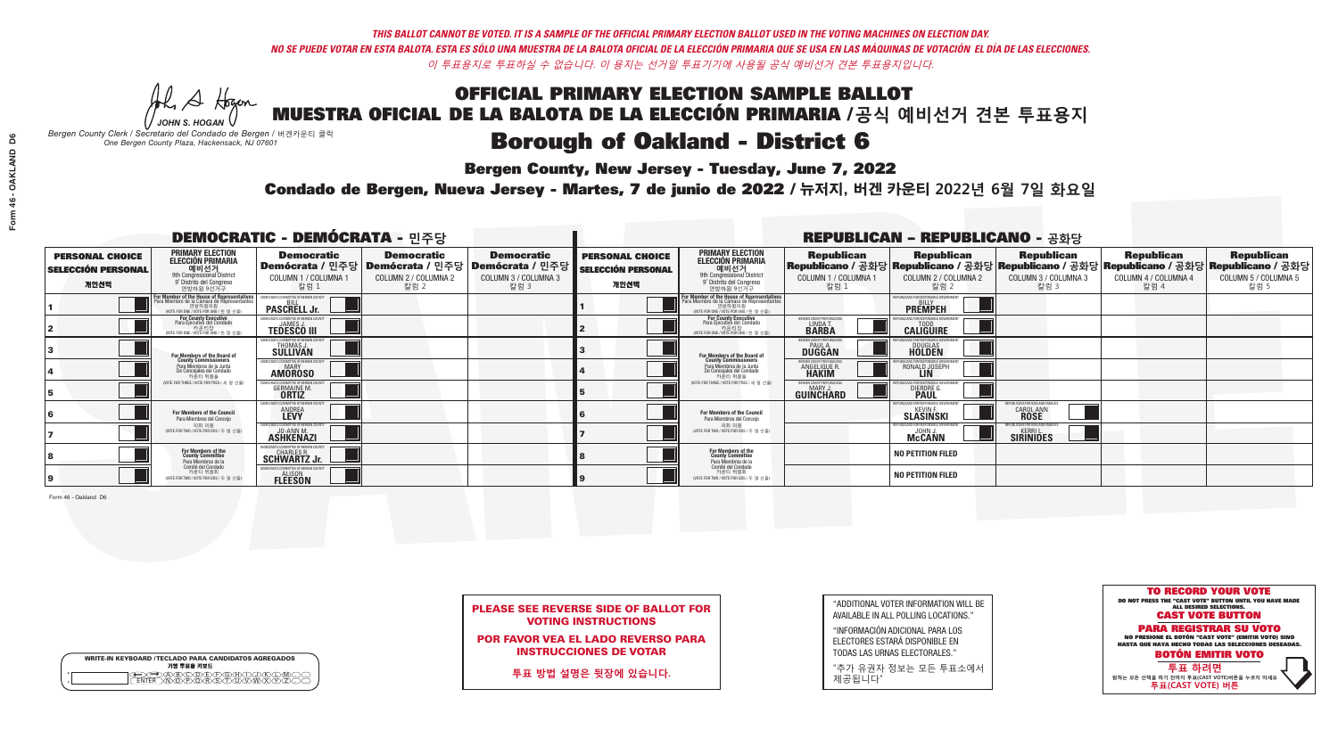*THIS BALLOT CANNOT BE VOTED. IT IS A SAMPLE OF THE OFFICIAL PRIMARY ELECTION BALLOT USED IN THE VOTING MACHINES ON ELECTION DAY.*

*NO SE PUEDE VOTAR EN ESTA BALOTA. ESTA ES SÓLO UNA MUESTRA DE LA BALOTA OFICIAL DE LA ELECCIÓN PRIMARIA QUE SE USA EN LAS MÁQUINAS DE VOTACIÓN EL DÍA DE LAS ELECCIONES.*

*이 투표용지로 투표하실 수 없습니다. 이 용지는 선거일 투표기기에 사용될 공식 예비선거 견본 투표용지입니다.*

JOHN S. HOGAN
*Bergen County Clerk / Secretario del Condado de Bergen / 버겐카운티 클럭*
*One Bergen County Plaza, Hackensack, NJ 07601*

# OFFICIAL PRIMARY ELECTION SAMPLE BALLOT
# MUESTRA OFICIAL DE LA BALOTA DE LA ELECCIÓN PRIMARIA /공식 예비선거 견본 투표용지

## Borough of Oakland - District 6

**Bergen County, New Jersey - Tuesday, June 7, 2022**

**Condado de Bergen, Nueva Jersey - Martes, 7 de junio de 2022 / 뉴저지, 버겐 카운티 2022년 6월 7일 화요일**

### DEMOCRATIC - DEMÓCRATA - 민주당

| PERSONAL CHOICE / SELECCIÓN PERSONAL / 개인선택 | PRIMARY ELECTION / ELECCIÓN PRIMARIA / 예비선거 / 9th Congressional District / 9° Distrito del Congreso / 연방하원 9선거구 | Democratic / Demócrata / 민주당 COLUMN 1 / COLUMNA 1 / 칼럼 1 | Democratic / Demócrata / 민주당 COLUMN 2 / COLUMNA 2 / 칼럼 2 | Democratic / Demócrata / 민주당 COLUMN 3 / COLUMNA 3 / 칼럼 3 |
|---|---|---|---|---|
| 1 | For Member of the House of Representatives / Para Miembro de la Cámara de Representantes / 연방하원의원 (VOTE FOR ONE / VOTE POR UNO / 한 명 선출) | BILL PASCRELL Jr. | | |
| 2 | For County Executive / Para Ejecutivo del Condado / 카운티장 (VOTE FOR ONE / VOTE POR UNO / 한 명 선출) | JAMES J. TEDESCO III | | |
| 3 | For Members of the Board of County Commissioners / Para Miembros de la Junta De Concejales del Condado / 카운티 위원들 (VOTE FOR THREE / VOTE POR TRES / 세 명 선출) | THOMAS J. SULLIVAN | | |
| 4 | | MARY AMOROSO | | |
| 5 | | GERMAINE M. ORTIZ | | |
| 6 | For Members of the Council / Para Miembros del Concejo / 의회 의원 (VOTE FOR TWO / VOTE POR DOS / 두 명 선출) | ANDREA LEVY | | |
| 7 | | JO-ANN M. ASHKENAZI | | |
| 8 | For Members of the County Committee / Para Miembros de la Comité del Condado / 카운티 위원회 (VOTE FOR TWO / VOTE POR DOS / 두 명 선출) | CHARLES R. SCHWARTZ Jr. | | |
| 9 | | ALISON FLEESON | | |

### REPUBLICAN - REPUBLICANO - 공화당

| PERSONAL CHOICE / SELECCIÓN PERSONAL / 개인선택 | PRIMARY ELECTION / ELECCIÓN PRIMARIA / 예비선거 / 9th Congressional District / 9° Distrito del Congreso / 연방하원 9선거구 | Republican / Republicano / 공화당 COLUMN 1 / COLUMNA 1 / 칼럼 1 | Republican / Republicano / 공화당 COLUMN 2 / COLUMNA 2 / 칼럼 2 | Republican / Republicano / 공화당 COLUMN 3 / COLUMNA 3 / 칼럼 3 | Republican / Republicano / 공화당 COLUMN 4 / COLUMNA 4 / 칼럼 4 | Republican / Republicano / 공화당 COLUMN 5 / COLUMNA 5 / 칼럼 5 |
|---|---|---|---|---|---|---|
| 1 | For Member of the House of Representatives / Para Miembro de la Cámara de Representantes / 연방하원의원 (VOTE FOR ONE / VOTE POR UNO / 한 명 선출) | | BILLY PREMPEH | | | |
| 2 | For County Executive / Para Ejecutivo del Condado / 카운티장 (VOTE FOR ONE / VOTE POR UNO / 한 명 선출) | LINDA T. BARBA | TODD CALIGUIRE | | | |
| 3 | For Members of the Board of County Commissioners / Para Miembros de la Junta De Concejales del Condado / 카운티 위원들 (VOTE FOR THREE / VOTE POR TRES / 세 명 선출) | PAUL A. DUGGAN | DOUGLAS HOLDEN | | | |
| 4 | | ANGELIQUE R. HAKIM | RONALD JOSEPH LIN | | | |
| 5 | | MARY J. GUINCHARD | DIERDRE G. PAUL | | | |
| 6 | For Members of the Council / Para Miembros del Concejo / 의회 의원 (VOTE FOR TWO / VOTE POR DOS / 두 명 선출) | | KEVIN F. SLASINSKI | CAROL ANN ROSE | | |
| 7 | | | JOHN J. McCANN | KERRI L. SIRINIDES | | |
| 8 | For Members of the County Committee / Para Miembros de la Comité del Condado / 카운티 위원회 (VOTE FOR TWO / VOTE POR DOS / 두 명 선출) | | NO PETITION FILED | | | |
| 9 | | | NO PETITION FILED | | | |

Form 46 - Oakland D6

**PLEASE SEE REVERSE SIDE OF BALLOT FOR VOTING INSTRUCTIONS**

**POR FAVOR VEA EL LADO REVERSO PARA INSTRUCCIONES DE VOTAR**

**투표 방법 설명은 뒷장에 있습니다.**

"ADDITIONAL VOTER INFORMATION WILL BE AVAILABLE IN ALL POLLING LOCATIONS."

"INFORMACIÓN ADICIONAL PARA LOS ELECTORES ESTARÁ DISPONIBLE EN TODAS LAS URNAS ELECTORALES."

"추가 유권자 정보는 모든 투표소에서 제공됩니다"

**TO RECORD YOUR VOTE**
DO NOT PRESS THE "CAST VOTE" BUTTON UNTIL YOU HAVE MADE ALL DESIRED SELECTIONS.
**CAST VOTE BUTTON**

**PARA REGISTRAR SU VOTO**
NO PRESIONE EL BOTÓN "CAST VOTE" (EMITIR VOTO) SINO HASTA QUE HAYA HECHO TODAS LAS SELECCIONES DESEADAS.
**BOTÓN EMITIR VOTO**

**투표 하려면**
원하는 모든 선택을 하기 전까지 투표(CAST VOTE)버튼을 누르지 마세요
**투표(CAST VOTE) 버튼**

WRITE-IN KEYBOARD /TECLADO PARA CANDIDATOS AGREGADOS
기명 투표용 키보드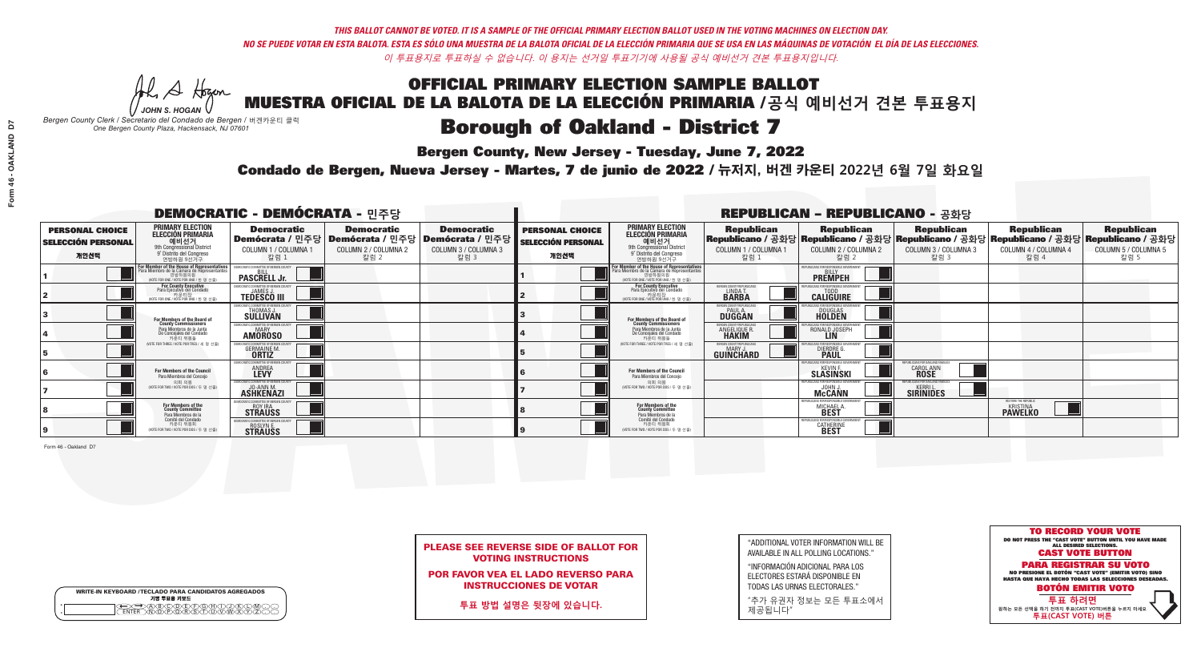*THIS BALLOT CANNOT BE VOTED. IT IS A SAMPLE OF THE OFFICIAL PRIMARY ELECTION BALLOT USED IN THE VOTING MACHINES ON ELECTION DAY.*

*NO SE PUEDE VOTAR EN ESTA BALOTA. ESTA ES SÓLO UNA MUESTRA DE LA BALOTA OFICIAL DE LA ELECCIÓN PRIMARIA QUE SE USA EN LAS MÁQUINAS DE VOTACIÓN EL DÍA DE LAS ELECCIONES.*

*이 투표용지로 투표하실 수 없습니다. 이 용지는 선거일 투표기기에 사용될 공식 예비선거 견본 투표용지입니다.*

JOHN S. HOGAN

*Bergen County Clerk / Secretario del Condado de Bergen /* 버겐카운티 클럭
*One Bergen County Plaza, Hackensack, NJ 07601*

# OFFICIAL PRIMARY ELECTION SAMPLE BALLOT
# MUESTRA OFICIAL DE LA BALOTA DE LA ELECCIÓN PRIMARIA / 공식 예비선거 견본 투표용지
## Borough of Oakland - District 7

**Bergen County, New Jersey - Tuesday, June 7, 2022**

**Condado de Bergen, Nueva Jersey - Martes, 7 de junio de 2022 / 뉴저지, 버겐 카운티 2022년 6월 7일 화요일**

### DEMOCRATIC - DEMÓCRATA - 민주당

| PERSONAL CHOICE / SELECCIÓN PERSONAL / 개인선택 | PRIMARY ELECTION / ELECCIÓN PRIMARIA / 예비선거 / 9th Congressional District / 9° Distrito del Congreso / 연방하원 9선거구 | Democratic / Demócrata / 민주당 COLUMN 1 / COLUMNA 1 / 칼럼 1 | Democratic / Demócrata / 민주당 COLUMN 2 / COLUMNA 2 / 칼럼 2 | Democratic / Demócrata / 민주당 COLUMN 3 / COLUMNA 3 / 칼럼 3 |
|---|---|---|---|---|
| 1 | For Member of the House of Representatives / Para Miembro de la Cámara de Representantes / 연방하원의원 (VOTE FOR ONE / VOTE POR UNO / 한 명 선출) | BILL PASCRELL Jr. | | |
| 2 | For County Executive / Para Ejecutivo del Condado / 카운티장 (VOTE FOR ONE / VOTE POR UNO / 한 명 선출) | JAMES J. TEDESCO III | | |
| 3 | For Members of the Board of County Commissioners / Para Miembros de la Junta De Concejales del Condado / 카운티 위원들 (VOTE FOR THREE / VOTE POR TRES / 세 명 선출) | THOMAS J. SULLIVAN | | |
| 4 | | MARY AMOROSO | | |
| 5 | | GERMAINE M. ORTIZ | | |
| 6 | For Members of the Council / Para Miembros del Concejo / 의회 의원 (VOTE FOR TWO / VOTE POR DOS / 두 명 선출) | ANDREA LEVY | | |
| 7 | | JO-ANN M. ASHKENAZI | | |
| 8 | For Members of the County Committee / Para Miembros de la Comité del Condado / 카운티 위원회 (VOTE FOR TWO / VOTE POR DOS / 두 명 선출) | ROY IRA STRAUSS | | |
| 9 | | ROSLYN E. STRAUSS | | |

### REPUBLICAN - REPUBLICANO - 공화당

| PERSONAL CHOICE / SELECCIÓN PERSONAL / 개인선택 | PRIMARY ELECTION / ELECCIÓN PRIMARIA / 예비선거 / 9th Congressional District / 9° Distrito del Congreso / 연방하원 9선거구 | Republican / Republicano / 공화당 COLUMN 1 / COLUMNA 1 / 칼럼 1 | Republican / Republicano / 공화당 COLUMN 2 / COLUMNA 2 / 칼럼 2 | Republican / Republicano / 공화당 COLUMN 3 / COLUMNA 3 / 칼럼 3 | Republican / Republicano / 공화당 COLUMN 4 / COLUMNA 4 / 칼럼 4 | Republican / Republicano / 공화당 COLUMN 5 / COLUMNA 5 / 칼럼 5 |
|---|---|---|---|---|---|---|
| 1 | For Member of the House of Representatives / Para Miembro de la Cámara de Representantes / 연방하원의원 (VOTE FOR ONE / VOTE POR UNO / 한 명 선출) | | BILLY PREMPEH | | | |
| 2 | For County Executive / Para Ejecutivo del Condado / 카운티장 (VOTE FOR ONE / VOTE POR UNO / 한 명 선출) | LINDA T. BARBA | TODD CALIGUIRE | | | |
| 3 | For Members of the Board of County Commissioners / Para Miembros de la Junta De Concejales del Condado / 카운티 위원들 (VOTE FOR THREE / VOTE POR TRES / 세 명 선출) | PAUL A. DUGGAN | DOUGLAS HOLDEN | | | |
| 4 | | ANGELIQUE R. HAKIM | RONALD JOSEPH LIN | | | |
| 5 | | MARY J. GUINCHARD | DIERDRE G. PAUL | | | |
| 6 | For Members of the Council / Para Miembros del Concejo / 의회 의원 (VOTE FOR TWO / VOTE POR DOS / 두 명 선출) | | KEVIN F. SLASINSKI | CAROL ANN ROSE | | |
| 7 | | | JOHN J. McCANN | KERRI L. SIRINIDES | | |
| 8 | For Members of the County Committee / Para Miembros de la Comité del Condado / 카운티 위원회 (VOTE FOR TWO / VOTE POR DOS / 두 명 선출) | | MICHAEL A. BEST | | KRISTINA PAWELKO | |
| 9 | | | CATHERINE BEST | | | |

Form 46 - Oakland D7

**PLEASE SEE REVERSE SIDE OF BALLOT FOR VOTING INSTRUCTIONS**

**POR FAVOR VEA EL LADO REVERSO PARA INSTRUCCIONES DE VOTAR**

**투표 방법 설명은 뒷장에 있습니다.**

"ADDITIONAL VOTER INFORMATION WILL BE AVAILABLE IN ALL POLLING LOCATIONS."

"INFORMACIÓN ADICIONAL PARA LOS ELECTORES ESTARÁ DISPONIBLE EN TODAS LAS URNAS ELECTORALES."

"추가 유권자 정보는 모든 투표소에서 제공됩니다"

WRITE-IN KEYBOARD /TECLADO PARA CANDIDATOS AGREGADOS
기명 투표용 키보드

**TO RECORD YOUR VOTE**
DO NOT PRESS THE "CAST VOTE" BUTTON UNTIL YOU HAVE MADE ALL DESIRED SELECTIONS.
**CAST VOTE BUTTON**

**PARA REGISTRAR SU VOTO**
NO PRESIONE EL BOTÓN "CAST VOTE" (EMITIR VOTO) SINO HASTA QUE HAYA HECHO TODAS LAS SELECCIONES DESEADAS.
**BOTÓN EMITIR VOTO**

**투표 하려면**
원하는 모든 선택을 하기 전까지 투표(CAST VOTE)버튼을 누르지 마세요.
**투표(CAST VOTE) 버튼**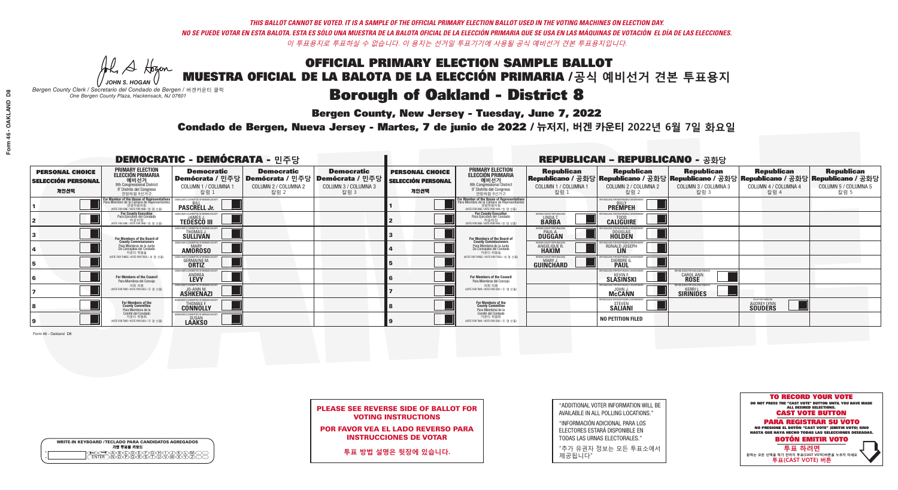THIS BALLOT CANNOT BE VOTED. IT IS A SAMPLE OF THE OFFICIAL PRIMARY ELECTION BALLOT USED IN THE VOTING MACHINES ON ELECTION DAY.
NO SE PUEDE VOTAR EN ESTA BALOTA. ESTA ES SÓLO UNA MUESTRA DE LA BALOTA OFICIAL DE LA ELECCIÓN PRIMARIA QUE SE USA EN LAS MÁQUINAS DE VOTACIÓN EL DÍA DE LAS ELECCIONES.
이 투표용지로 투표하실 수 없습니다. 이 용지는 선거일 투표기기에 사용될 공식 예비선거 견본 투표용지입니다.

JOHN S. HOGAN
Bergen County Clerk / Secretario del Condado de Bergen / 버겐카운티 클럭
One Bergen County Plaza, Hackensack, NJ 07601

# OFFICIAL PRIMARY ELECTION SAMPLE BALLOT
# MUESTRA OFICIAL DE LA BALOTA DE LA ELECCIÓN PRIMARIA /공식 예비선거 견본 투표용지
# Borough of Oakland - District 8

## Bergen County, New Jersey - Tuesday, June 7, 2022
## Condado de Bergen, Nueva Jersey - Martes, 7 de junio de 2022 / 뉴저지, 버겐 카운티 2022년 6월 7일 화요일

### DEMOCRATIC - DEMÓCRATA - 민주당

| PERSONAL CHOICE / SELECCIÓN PERSONAL / 개인선택 | PRIMARY ELECTION / ELECCIÓN PRIMARIA / 예비선거 / 9th Congressional District / 9° Distrito del Congreso / 연방하원 9선거구 | Democratic / Demócrata / 민주당 COLUMN 1 / COLUMNA 1 / 칼럼 1 | Democratic / Demócrata / 민주당 COLUMN 2 / COLUMNA 2 / 칼럼 2 | Democratic / Demócrata / 민주당 COLUMN 3 / COLUMNA 3 / 칼럼 3 |
|---|---|---|---|---|
| 1 | For Member of the House of Representatives / Para Miembro de la Cámara de Representantes / 연방하원의원 (VOTE FOR ONE / VOTE POR UNO / 한 명 선출) | BILL PASCRELL Jr. | | |
| 2 | For County Executive / Para Ejecutivo del Condado / 카운티장 (VOTE FOR ONE / VOTE POR UNO / 한 명 선출) | JAMES J. TEDESCO III | | |
| 3 | For Members of the Board of County Commissioners / Para Miembros de la Junta De Concejales del Condado / 카운티 위원들 (VOTE FOR THREE / VOTE POR TRES / 세 명 선출) | THOMAS J. SULLIVAN | | |
| 4 | | MARY AMOROSO | | |
| 5 | | GERMAINE M. ORTIZ | | |
| 6 | For Members of the Council / Para Miembros del Concejo / 의회 의원 (VOTE FOR TWO / VOTE POR DOS / 두 명 선출) | ANDREA LEVY | | |
| 7 | | JO-ANN M. ASHKENAZI | | |
| 8 | For Members of the County Committee / Para Miembros de la Comité del Condado / 카운티 위원회 (VOTE FOR TWO / VOTE POR DOS / 두 명 선출) | THOMAS F. CONNOLLY | | |
| 9 | | SUSAN LAAKSO | | |

### REPUBLICAN - REPUBLICANO - 공화당

| PERSONAL CHOICE / SELECCIÓN PERSONAL / 개인선택 | PRIMARY ELECTION / ELECCIÓN PRIMARIA / 예비선거 / 9th Congressional District / 9° Distrito del Congreso / 연방하원 9선거구 | Republican / Republicano / 공화당 COLUMN 1 / COLUMNA 1 / 칼럼 1 | Republican / Republicano / 공화당 COLUMN 2 / COLUMNA 2 / 칼럼 2 | Republican / Republicano / 공화당 COLUMN 3 / COLUMNA 3 / 칼럼 3 | Republican / Republicano / 공화당 COLUMN 4 / COLUMNA 4 / 칼럼 4 | Republican / Republicano / 공화당 COLUMN 5 / COLUMNA 5 / 칼럼 5 |
|---|---|---|---|---|---|---|
| 1 | For Member of the House of Representatives / Para Miembro de la Cámara de Representantes / 연방하원의원 (VOTE FOR ONE / VOTE POR UNO / 한 명 선출) | | BILLY PREMPEH | | | |
| 2 | For County Executive / Para Ejecutivo del Condado / 카운티장 (VOTE FOR ONE / VOTE POR UNO / 한 명 선출) | LINDA T. BARBA | TODD CALIGUIRE | | | |
| 3 | For Members of the Board of County Commissioners / Para Miembros de la Junta De Concejales del Condado / 카운티 위원들 (VOTE FOR THREE / VOTE POR TRES / 세 명 선출) | PAUL A. DUGGAN | DOUGLAS HOLDEN | | | |
| 4 | | ANGELIQUE R. HAKIM | RONALD JOSEPH LIN | | | |
| 5 | | MARY J. GUINCHARD | DIERDRE G. PAUL | | | |
| 6 | For Members of the Council / Para Miembros del Concejo / 의회 의원 (VOTE FOR TWO / VOTE POR DOS / 두 명 선출) | | KEVIN F. SLASINSKI | CAROL ANN ROSE | | |
| 7 | | | JOHN J. McCANN | KERRI L. SIRINIDES | | |
| 8 | For Members of the County Committee / Para Miembros de la Comité del Condado / 카운티 위원회 (VOTE FOR TWO / VOTE POR DOS / 두 명 선출) | | STEVEN SALIANI | | AUDREY LYNN SOUDERS | |
| 9 | | | NO PETITION FILED | | | |

Form 46 - Oakland D8

WRITE-IN KEYBOARD /TECLADO PARA CANDIDATOS AGREGADOS
기명 투표용 키보드

PLEASE SEE REVERSE SIDE OF BALLOT FOR VOTING INSTRUCTIONS
POR FAVOR VEA EL LADO REVERSO PARA INSTRUCCIONES DE VOTAR
투표 방법 설명은 뒷장에 있습니다.

"ADDITIONAL VOTER INFORMATION WILL BE AVAILABLE IN ALL POLLING LOCATIONS."
"INFORMACIÓN ADICIONAL PARA LOS ELECTORES ESTARÁ DISPONIBLE EN TODAS LAS URNAS ELECTORALES."
"추가 유권자 정보는 모든 투표소에서 제공됩니다"

TO RECORD YOUR VOTE
DO NOT PRESS THE "CAST VOTE" BUTTON UNTIL YOU HAVE MADE ALL DESIRED SELECTIONS.
CAST VOTE BUTTON
PARA REGISTRAR SU VOTO
NO PRESIONE EL BOTÓN "CAST VOTE" (EMITIR VOTO) SINO HASTA QUE HAYA HECHO TODAS LAS SELECCIONES DESEADAS.
BOTÓN EMITIR VOTO
투표 하려면
원하는 모든 선택을 하기 전까지 투표(CAST VOTE)버튼을 누르지 마세요
투표(CAST VOTE) 버튼